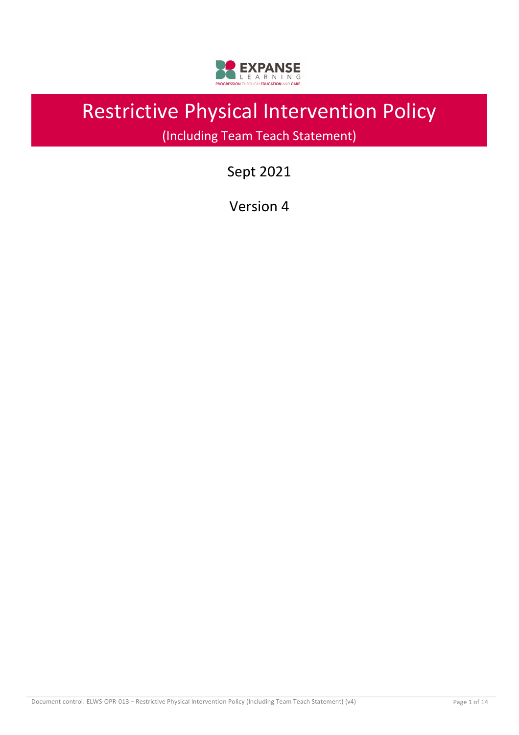# Restrictive Physical Intervention Policy

(Including Team Teach Statement)

Sept 2021

Version 4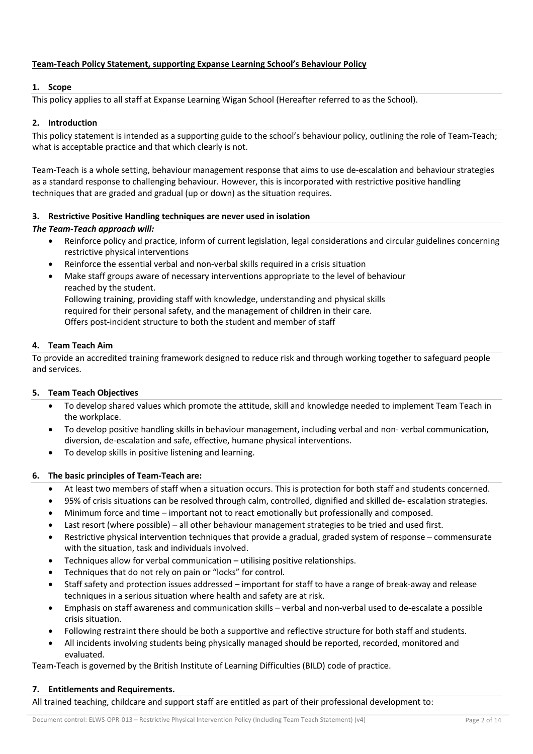**Team-Teach Policy Statement, supporting Expanse Learning School's Behaviour Policy**

## 1. Scope

This policy applies to all staff at Expanse Learning Wigan School (Hereafter referred to as the School).

## 2. Introduction

This policy statement is intended as a supporting guide to the school's behaviour policy, outlining the role of Team-Teach; what is acceptable practice and that which clearly is not.

Team-Teach is a whole setting, behaviour management response that aims to use de-escalation and behaviour strategies as a standard response to challenging behaviour. However, this is incorporated with restrictive positive handling techniques that are graded and gradual (up or down) as the situation requires.

## 3. Restrictive Positive Handling techniques are never used in isolation

***The Team-Teach approach will:***

- Reinforce policy and practice, inform of current legislation, legal considerations and circular guidelines concerning restrictive physical interventions
- Reinforce the essential verbal and non-verbal skills required in a crisis situation
- Make staff groups aware of necessary interventions appropriate to the level of behaviour reached by the student.
  Following training, providing staff with knowledge, understanding and physical skills required for their personal safety, and the management of children in their care.
  Offers post-incident structure to both the student and member of staff

## 4. Team Teach Aim

To provide an accredited training framework designed to reduce risk and through working together to safeguard people and services.

## 5. Team Teach Objectives

- To develop shared values which promote the attitude, skill and knowledge needed to implement Team Teach in the workplace.
- To develop positive handling skills in behaviour management, including verbal and non- verbal communication, diversion, de-escalation and safe, effective, humane physical interventions.
- To develop skills in positive listening and learning.

## 6. The basic principles of Team-Teach are:

- At least two members of staff when a situation occurs. This is protection for both staff and students concerned.
- 95% of crisis situations can be resolved through calm, controlled, dignified and skilled de- escalation strategies.
- Minimum force and time – important not to react emotionally but professionally and composed.
- Last resort (where possible) – all other behaviour management strategies to be tried and used first.
- Restrictive physical intervention techniques that provide a gradual, graded system of response – commensurate with the situation, task and individuals involved.
- Techniques allow for verbal communication – utilising positive relationships.
- Techniques that do not rely on pain or "locks" for control.
- Staff safety and protection issues addressed – important for staff to have a range of break-away and release techniques in a serious situation where health and safety are at risk.
- Emphasis on staff awareness and communication skills – verbal and non-verbal used to de-escalate a possible crisis situation.
- Following restraint there should be both a supportive and reflective structure for both staff and students.
- All incidents involving students being physically managed should be reported, recorded, monitored and evaluated.

Team-Teach is governed by the British Institute of Learning Difficulties (BILD) code of practice.

## 7. Entitlements and Requirements.

All trained teaching, childcare and support staff are entitled as part of their professional development to: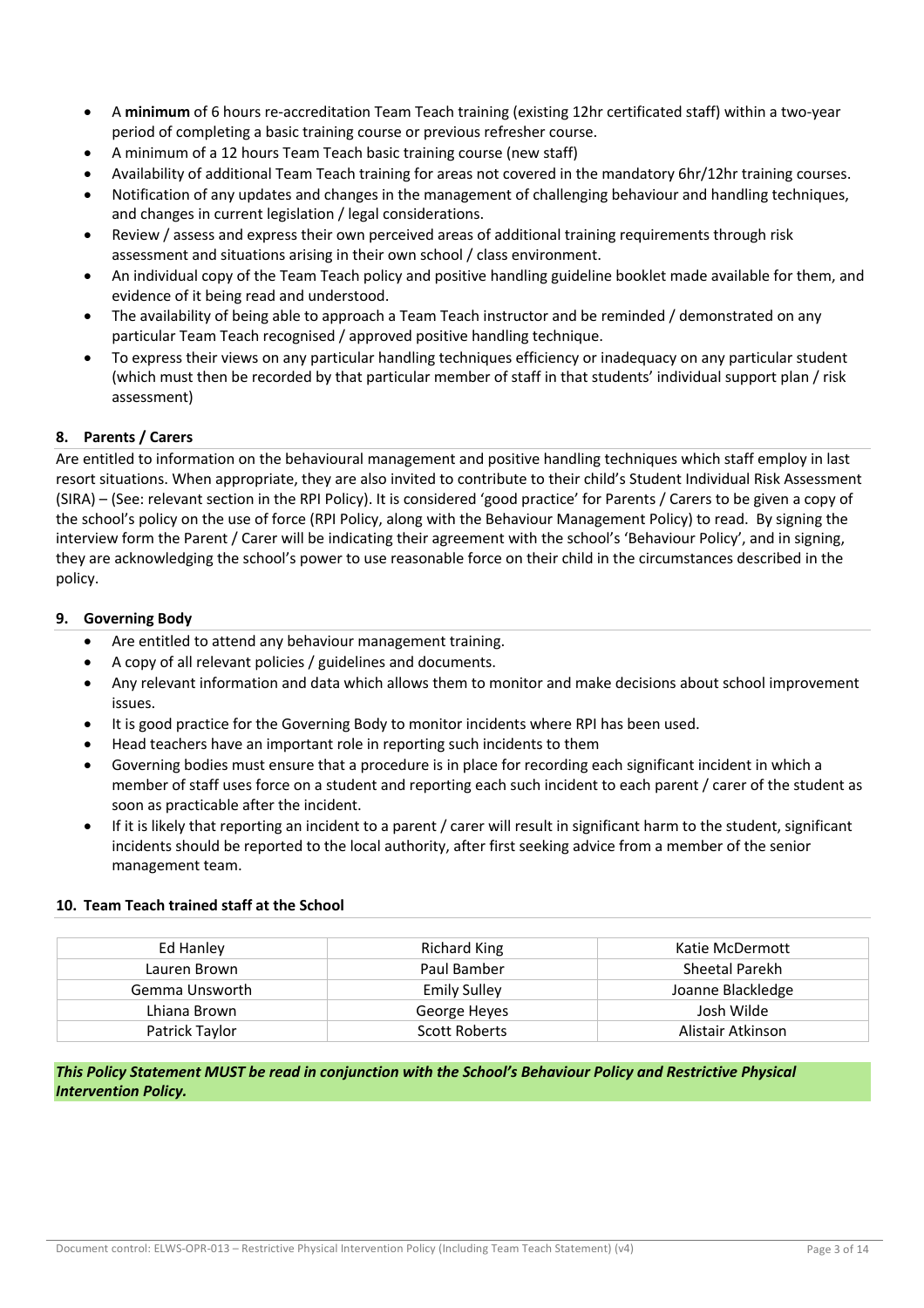- A **minimum** of 6 hours re-accreditation Team Teach training (existing 12hr certificated staff) within a two-year period of completing a basic training course or previous refresher course.
- A minimum of a 12 hours Team Teach basic training course (new staff)
- Availability of additional Team Teach training for areas not covered in the mandatory 6hr/12hr training courses.
- Notification of any updates and changes in the management of challenging behaviour and handling techniques, and changes in current legislation / legal considerations.
- Review / assess and express their own perceived areas of additional training requirements through risk assessment and situations arising in their own school / class environment.
- An individual copy of the Team Teach policy and positive handling guideline booklet made available for them, and evidence of it being read and understood.
- The availability of being able to approach a Team Teach instructor and be reminded / demonstrated on any particular Team Teach recognised / approved positive handling technique.
- To express their views on any particular handling techniques efficiency or inadequacy on any particular student (which must then be recorded by that particular member of staff in that students' individual support plan / risk assessment)

#### 8. Parents / Carers

Are entitled to information on the behavioural management and positive handling techniques which staff employ in last resort situations. When appropriate, they are also invited to contribute to their child's Student Individual Risk Assessment (SIRA) – (See: relevant section in the RPI Policy). It is considered 'good practice' for Parents / Carers to be given a copy of the school's policy on the use of force (RPI Policy, along with the Behaviour Management Policy) to read. By signing the interview form the Parent / Carer will be indicating their agreement with the school's 'Behaviour Policy', and in signing, they are acknowledging the school's power to use reasonable force on their child in the circumstances described in the policy.

#### 9. Governing Body

- Are entitled to attend any behaviour management training.
- A copy of all relevant policies / guidelines and documents.
- Any relevant information and data which allows them to monitor and make decisions about school improvement issues.
- It is good practice for the Governing Body to monitor incidents where RPI has been used.
- Head teachers have an important role in reporting such incidents to them
- Governing bodies must ensure that a procedure is in place for recording each significant incident in which a member of staff uses force on a student and reporting each such incident to each parent / carer of the student as soon as practicable after the incident.
- If it is likely that reporting an incident to a parent / carer will result in significant harm to the student, significant incidents should be reported to the local authority, after first seeking advice from a member of the senior management team.

#### 10. Team Teach trained staff at the School

| | | |
|---|---|---|
| Ed Hanley | Richard King | Katie McDermott |
| Lauren Brown | Paul Bamber | Sheetal Parekh |
| Gemma Unsworth | Emily Sulley | Joanne Blackledge |
| Lhiana Brown | George Heyes | Josh Wilde |
| Patrick Taylor | Scott Roberts | Alistair Atkinson |

***This Policy Statement MUST be read in conjunction with the School's Behaviour Policy and Restrictive Physical Intervention Policy.***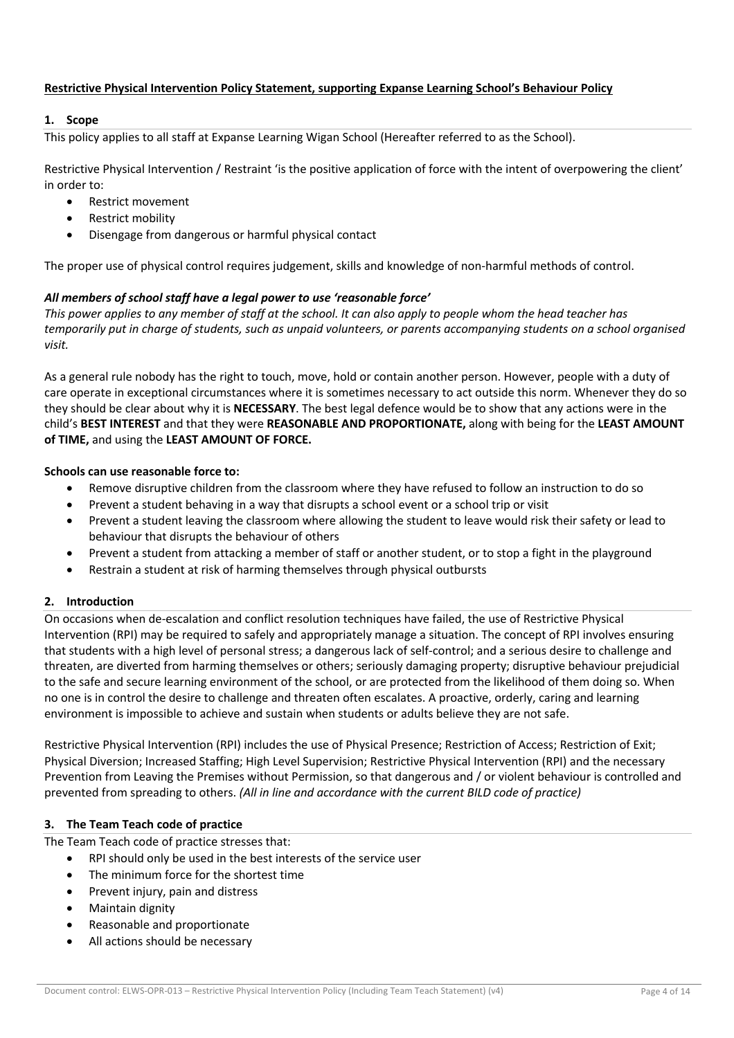**Restrictive Physical Intervention Policy Statement, supporting Expanse Learning School's Behaviour Policy**

## 1. Scope

This policy applies to all staff at Expanse Learning Wigan School (Hereafter referred to as the School).

Restrictive Physical Intervention / Restraint 'is the positive application of force with the intent of overpowering the client' in order to:

- Restrict movement
- Restrict mobility
- Disengage from dangerous or harmful physical contact

The proper use of physical control requires judgement, skills and knowledge of non-harmful methods of control.

***All members of school staff have a legal power to use 'reasonable force'***

*This power applies to any member of staff at the school. It can also apply to people whom the head teacher has temporarily put in charge of students, such as unpaid volunteers, or parents accompanying students on a school organised visit.*

As a general rule nobody has the right to touch, move, hold or contain another person. However, people with a duty of care operate in exceptional circumstances where it is sometimes necessary to act outside this norm. Whenever they do so they should be clear about why it is **NECESSARY**. The best legal defence would be to show that any actions were in the child's **BEST INTEREST** and that they were **REASONABLE AND PROPORTIONATE,** along with being for the **LEAST AMOUNT of TIME,** and using the **LEAST AMOUNT OF FORCE.**

**Schools can use reasonable force to:**

- Remove disruptive children from the classroom where they have refused to follow an instruction to do so
- Prevent a student behaving in a way that disrupts a school event or a school trip or visit
- Prevent a student leaving the classroom where allowing the student to leave would risk their safety or lead to behaviour that disrupts the behaviour of others
- Prevent a student from attacking a member of staff or another student, or to stop a fight in the playground
- Restrain a student at risk of harming themselves through physical outbursts

## 2. Introduction

On occasions when de-escalation and conflict resolution techniques have failed, the use of Restrictive Physical Intervention (RPI) may be required to safely and appropriately manage a situation. The concept of RPI involves ensuring that students with a high level of personal stress; a dangerous lack of self-control; and a serious desire to challenge and threaten, are diverted from harming themselves or others; seriously damaging property; disruptive behaviour prejudicial to the safe and secure learning environment of the school, or are protected from the likelihood of them doing so. When no one is in control the desire to challenge and threaten often escalates. A proactive, orderly, caring and learning environment is impossible to achieve and sustain when students or adults believe they are not safe.

Restrictive Physical Intervention (RPI) includes the use of Physical Presence; Restriction of Access; Restriction of Exit; Physical Diversion; Increased Staffing; High Level Supervision; Restrictive Physical Intervention (RPI) and the necessary Prevention from Leaving the Premises without Permission, so that dangerous and / or violent behaviour is controlled and prevented from spreading to others. *(All in line and accordance with the current BILD code of practice)*

## 3. The Team Teach code of practice

The Team Teach code of practice stresses that:

- RPI should only be used in the best interests of the service user
- The minimum force for the shortest time
- Prevent injury, pain and distress
- Maintain dignity
- Reasonable and proportionate
- All actions should be necessary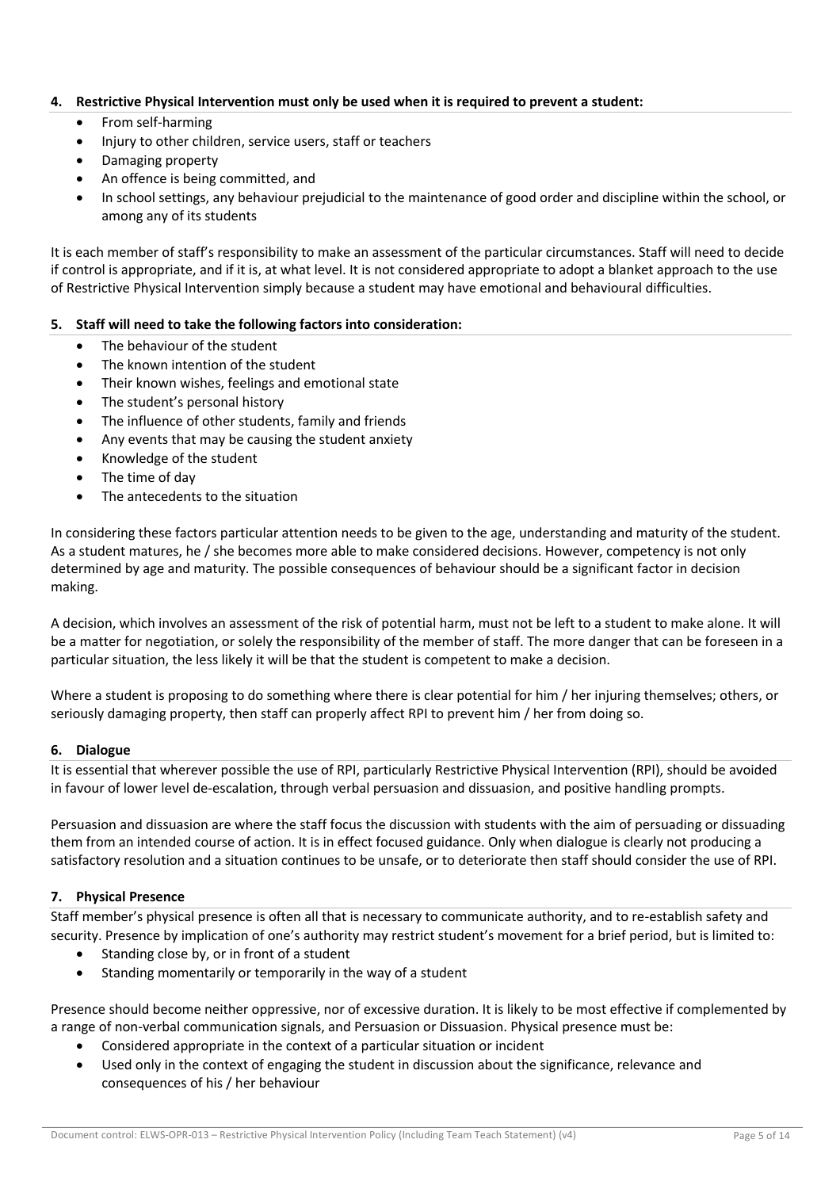### 4. Restrictive Physical Intervention must only be used when it is required to prevent a student:

- From self-harming
- Injury to other children, service users, staff or teachers
- Damaging property
- An offence is being committed, and
- In school settings, any behaviour prejudicial to the maintenance of good order and discipline within the school, or among any of its students

It is each member of staff's responsibility to make an assessment of the particular circumstances. Staff will need to decide if control is appropriate, and if it is, at what level. It is not considered appropriate to adopt a blanket approach to the use of Restrictive Physical Intervention simply because a student may have emotional and behavioural difficulties.

### 5. Staff will need to take the following factors into consideration:

- The behaviour of the student
- The known intention of the student
- Their known wishes, feelings and emotional state
- The student's personal history
- The influence of other students, family and friends
- Any events that may be causing the student anxiety
- Knowledge of the student
- The time of day
- The antecedents to the situation

In considering these factors particular attention needs to be given to the age, understanding and maturity of the student. As a student matures, he / she becomes more able to make considered decisions. However, competency is not only determined by age and maturity. The possible consequences of behaviour should be a significant factor in decision making.

A decision, which involves an assessment of the risk of potential harm, must not be left to a student to make alone. It will be a matter for negotiation, or solely the responsibility of the member of staff. The more danger that can be foreseen in a particular situation, the less likely it will be that the student is competent to make a decision.

Where a student is proposing to do something where there is clear potential for him / her injuring themselves; others, or seriously damaging property, then staff can properly affect RPI to prevent him / her from doing so.

### 6. Dialogue

It is essential that wherever possible the use of RPI, particularly Restrictive Physical Intervention (RPI), should be avoided in favour of lower level de-escalation, through verbal persuasion and dissuasion, and positive handling prompts.

Persuasion and dissuasion are where the staff focus the discussion with students with the aim of persuading or dissuading them from an intended course of action. It is in effect focused guidance. Only when dialogue is clearly not producing a satisfactory resolution and a situation continues to be unsafe, or to deteriorate then staff should consider the use of RPI.

### 7. Physical Presence

Staff member's physical presence is often all that is necessary to communicate authority, and to re-establish safety and security. Presence by implication of one's authority may restrict student's movement for a brief period, but is limited to:

- Standing close by, or in front of a student
- Standing momentarily or temporarily in the way of a student

Presence should become neither oppressive, nor of excessive duration. It is likely to be most effective if complemented by a range of non-verbal communication signals, and Persuasion or Dissuasion. Physical presence must be:

- Considered appropriate in the context of a particular situation or incident
- Used only in the context of engaging the student in discussion about the significance, relevance and consequences of his / her behaviour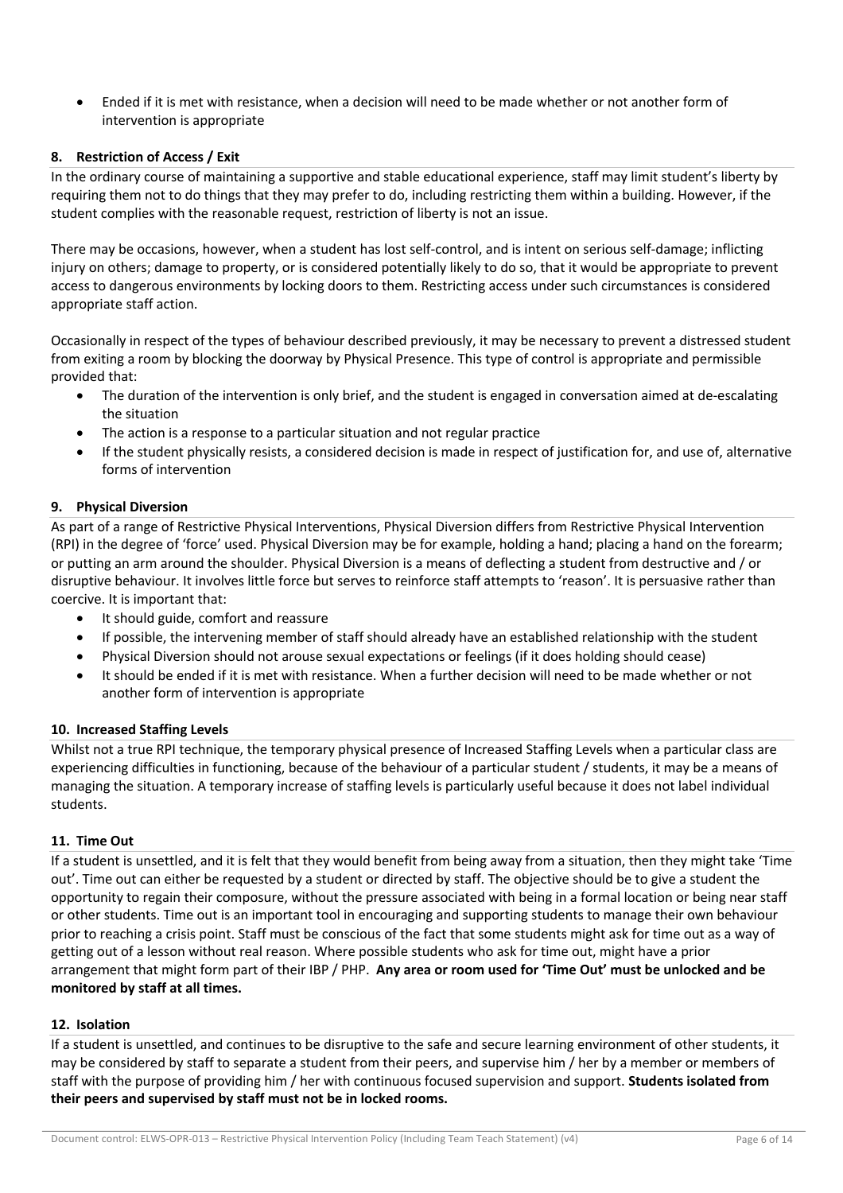- Ended if it is met with resistance, when a decision will need to be made whether or not another form of intervention is appropriate

## 8. Restriction of Access / Exit

In the ordinary course of maintaining a supportive and stable educational experience, staff may limit student's liberty by requiring them not to do things that they may prefer to do, including restricting them within a building. However, if the student complies with the reasonable request, restriction of liberty is not an issue.

There may be occasions, however, when a student has lost self-control, and is intent on serious self-damage; inflicting injury on others; damage to property, or is considered potentially likely to do so, that it would be appropriate to prevent access to dangerous environments by locking doors to them. Restricting access under such circumstances is considered appropriate staff action.

Occasionally in respect of the types of behaviour described previously, it may be necessary to prevent a distressed student from exiting a room by blocking the doorway by Physical Presence. This type of control is appropriate and permissible provided that:

- The duration of the intervention is only brief, and the student is engaged in conversation aimed at de-escalating the situation
- The action is a response to a particular situation and not regular practice
- If the student physically resists, a considered decision is made in respect of justification for, and use of, alternative forms of intervention

## 9. Physical Diversion

As part of a range of Restrictive Physical Interventions, Physical Diversion differs from Restrictive Physical Intervention (RPI) in the degree of 'force' used. Physical Diversion may be for example, holding a hand; placing a hand on the forearm; or putting an arm around the shoulder. Physical Diversion is a means of deflecting a student from destructive and / or disruptive behaviour. It involves little force but serves to reinforce staff attempts to 'reason'. It is persuasive rather than coercive. It is important that:

- It should guide, comfort and reassure
- If possible, the intervening member of staff should already have an established relationship with the student
- Physical Diversion should not arouse sexual expectations or feelings (if it does holding should cease)
- It should be ended if it is met with resistance. When a further decision will need to be made whether or not another form of intervention is appropriate

## 10. Increased Staffing Levels

Whilst not a true RPI technique, the temporary physical presence of Increased Staffing Levels when a particular class are experiencing difficulties in functioning, because of the behaviour of a particular student / students, it may be a means of managing the situation. A temporary increase of staffing levels is particularly useful because it does not label individual students.

## 11. Time Out

If a student is unsettled, and it is felt that they would benefit from being away from a situation, then they might take 'Time out'. Time out can either be requested by a student or directed by staff. The objective should be to give a student the opportunity to regain their composure, without the pressure associated with being in a formal location or being near staff or other students. Time out is an important tool in encouraging and supporting students to manage their own behaviour prior to reaching a crisis point. Staff must be conscious of the fact that some students might ask for time out as a way of getting out of a lesson without real reason. Where possible students who ask for time out, might have a prior arrangement that might form part of their IBP / PHP. **Any area or room used for 'Time Out' must be unlocked and be monitored by staff at all times.**

## 12. Isolation

If a student is unsettled, and continues to be disruptive to the safe and secure learning environment of other students, it may be considered by staff to separate a student from their peers, and supervise him / her by a member or members of staff with the purpose of providing him / her with continuous focused supervision and support. **Students isolated from their peers and supervised by staff must not be in locked rooms.**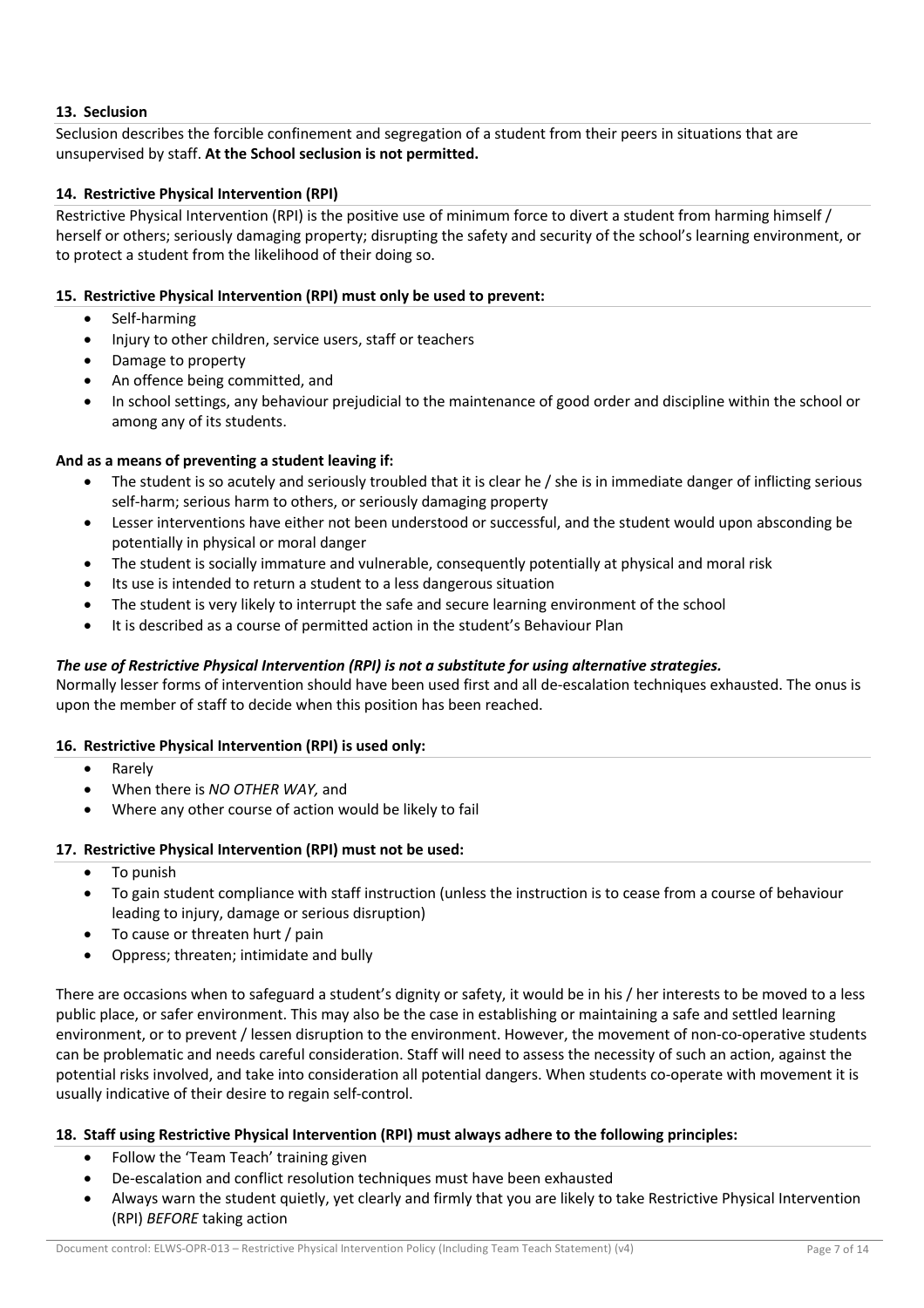### 13. Seclusion

Seclusion describes the forcible confinement and segregation of a student from their peers in situations that are unsupervised by staff. **At the School seclusion is not permitted.**

### 14. Restrictive Physical Intervention (RPI)

Restrictive Physical Intervention (RPI) is the positive use of minimum force to divert a student from harming himself / herself or others; seriously damaging property; disrupting the safety and security of the school's learning environment, or to protect a student from the likelihood of their doing so.

### 15. Restrictive Physical Intervention (RPI) must only be used to prevent:

- Self-harming
- Injury to other children, service users, staff or teachers
- Damage to property
- An offence being committed, and
- In school settings, any behaviour prejudicial to the maintenance of good order and discipline within the school or among any of its students.

**And as a means of preventing a student leaving if:**

- The student is so acutely and seriously troubled that it is clear he / she is in immediate danger of inflicting serious self-harm; serious harm to others, or seriously damaging property
- Lesser interventions have either not been understood or successful, and the student would upon absconding be potentially in physical or moral danger
- The student is socially immature and vulnerable, consequently potentially at physical and moral risk
- Its use is intended to return a student to a less dangerous situation
- The student is very likely to interrupt the safe and secure learning environment of the school
- It is described as a course of permitted action in the student's Behaviour Plan

***The use of Restrictive Physical Intervention (RPI) is not a substitute for using alternative strategies.***
Normally lesser forms of intervention should have been used first and all de-escalation techniques exhausted. The onus is upon the member of staff to decide when this position has been reached.

### 16. Restrictive Physical Intervention (RPI) is used only:

- Rarely
- When there is *NO OTHER WAY,* and
- Where any other course of action would be likely to fail

### 17. Restrictive Physical Intervention (RPI) must not be used:

- To punish
- To gain student compliance with staff instruction (unless the instruction is to cease from a course of behaviour leading to injury, damage or serious disruption)
- To cause or threaten hurt / pain
- Oppress; threaten; intimidate and bully

There are occasions when to safeguard a student's dignity or safety, it would be in his / her interests to be moved to a less public place, or safer environment. This may also be the case in establishing or maintaining a safe and settled learning environment, or to prevent / lessen disruption to the environment. However, the movement of non-co-operative students can be problematic and needs careful consideration. Staff will need to assess the necessity of such an action, against the potential risks involved, and take into consideration all potential dangers. When students co-operate with movement it is usually indicative of their desire to regain self-control.

### 18. Staff using Restrictive Physical Intervention (RPI) must always adhere to the following principles:

- Follow the 'Team Teach' training given
- De-escalation and conflict resolution techniques must have been exhausted
- Always warn the student quietly, yet clearly and firmly that you are likely to take Restrictive Physical Intervention (RPI) *BEFORE* taking action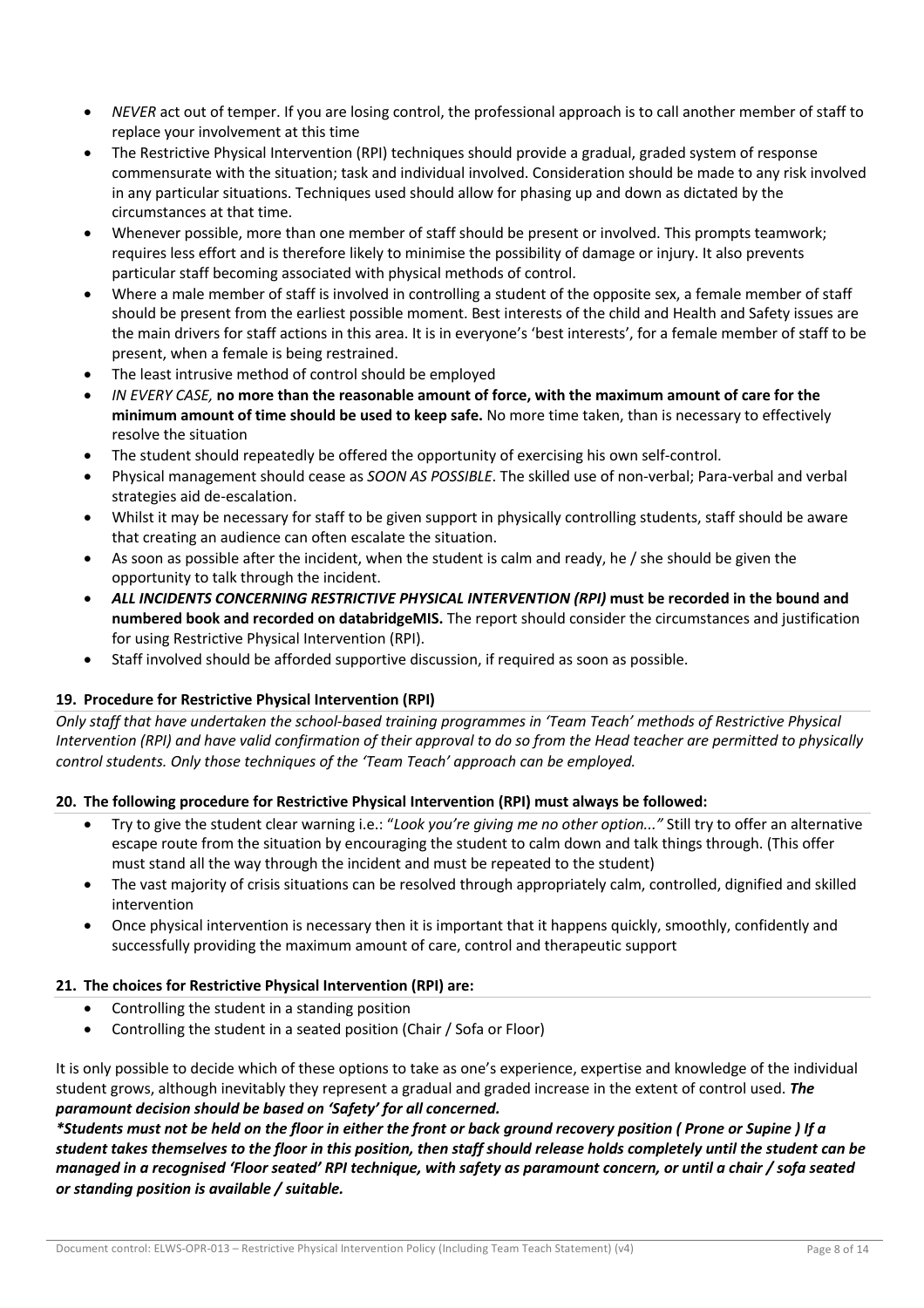- *NEVER* act out of temper. If you are losing control, the professional approach is to call another member of staff to replace your involvement at this time
- The Restrictive Physical Intervention (RPI) techniques should provide a gradual, graded system of response commensurate with the situation; task and individual involved. Consideration should be made to any risk involved in any particular situations. Techniques used should allow for phasing up and down as dictated by the circumstances at that time.
- Whenever possible, more than one member of staff should be present or involved. This prompts teamwork; requires less effort and is therefore likely to minimise the possibility of damage or injury. It also prevents particular staff becoming associated with physical methods of control.
- Where a male member of staff is involved in controlling a student of the opposite sex, a female member of staff should be present from the earliest possible moment. Best interests of the child and Health and Safety issues are the main drivers for staff actions in this area. It is in everyone's 'best interests', for a female member of staff to be present, when a female is being restrained.
- The least intrusive method of control should be employed
- *IN EVERY CASE,* **no more than the reasonable amount of force, with the maximum amount of care for the minimum amount of time should be used to keep safe.** No more time taken, than is necessary to effectively resolve the situation
- The student should repeatedly be offered the opportunity of exercising his own self-control.
- Physical management should cease as *SOON AS POSSIBLE*. The skilled use of non-verbal; Para-verbal and verbal strategies aid de-escalation.
- Whilst it may be necessary for staff to be given support in physically controlling students, staff should be aware that creating an audience can often escalate the situation.
- As soon as possible after the incident, when the student is calm and ready, he / she should be given the opportunity to talk through the incident.
- ***ALL INCIDENTS CONCERNING RESTRICTIVE PHYSICAL INTERVENTION (RPI)*** **must be recorded in the bound and numbered book and recorded on databridgeMIS.** The report should consider the circumstances and justification for using Restrictive Physical Intervention (RPI).
- Staff involved should be afforded supportive discussion, if required as soon as possible.

### 19. Procedure for Restrictive Physical Intervention (RPI)

*Only staff that have undertaken the school-based training programmes in 'Team Teach' methods of Restrictive Physical Intervention (RPI) and have valid confirmation of their approval to do so from the Head teacher are permitted to physically control students. Only those techniques of the 'Team Teach' approach can be employed.*

### 20. The following procedure for Restrictive Physical Intervention (RPI) must always be followed:

- Try to give the student clear warning i.e.: "*Look you're giving me no other option...*" Still try to offer an alternative escape route from the situation by encouraging the student to calm down and talk things through. (This offer must stand all the way through the incident and must be repeated to the student)
- The vast majority of crisis situations can be resolved through appropriately calm, controlled, dignified and skilled intervention
- Once physical intervention is necessary then it is important that it happens quickly, smoothly, confidently and successfully providing the maximum amount of care, control and therapeutic support

### 21. The choices for Restrictive Physical Intervention (RPI) are:

- Controlling the student in a standing position
- Controlling the student in a seated position (Chair / Sofa or Floor)

It is only possible to decide which of these options to take as one's experience, expertise and knowledge of the individual student grows, although inevitably they represent a gradual and graded increase in the extent of control used. ***The paramount decision should be based on 'Safety' for all concerned.***

***\*Students must not be held on the floor in either the front or back ground recovery position ( Prone or Supine ) If a student takes themselves to the floor in this position, then staff should release holds completely until the student can be managed in a recognised 'Floor seated' RPI technique, with safety as paramount concern, or until a chair / sofa seated or standing position is available / suitable.***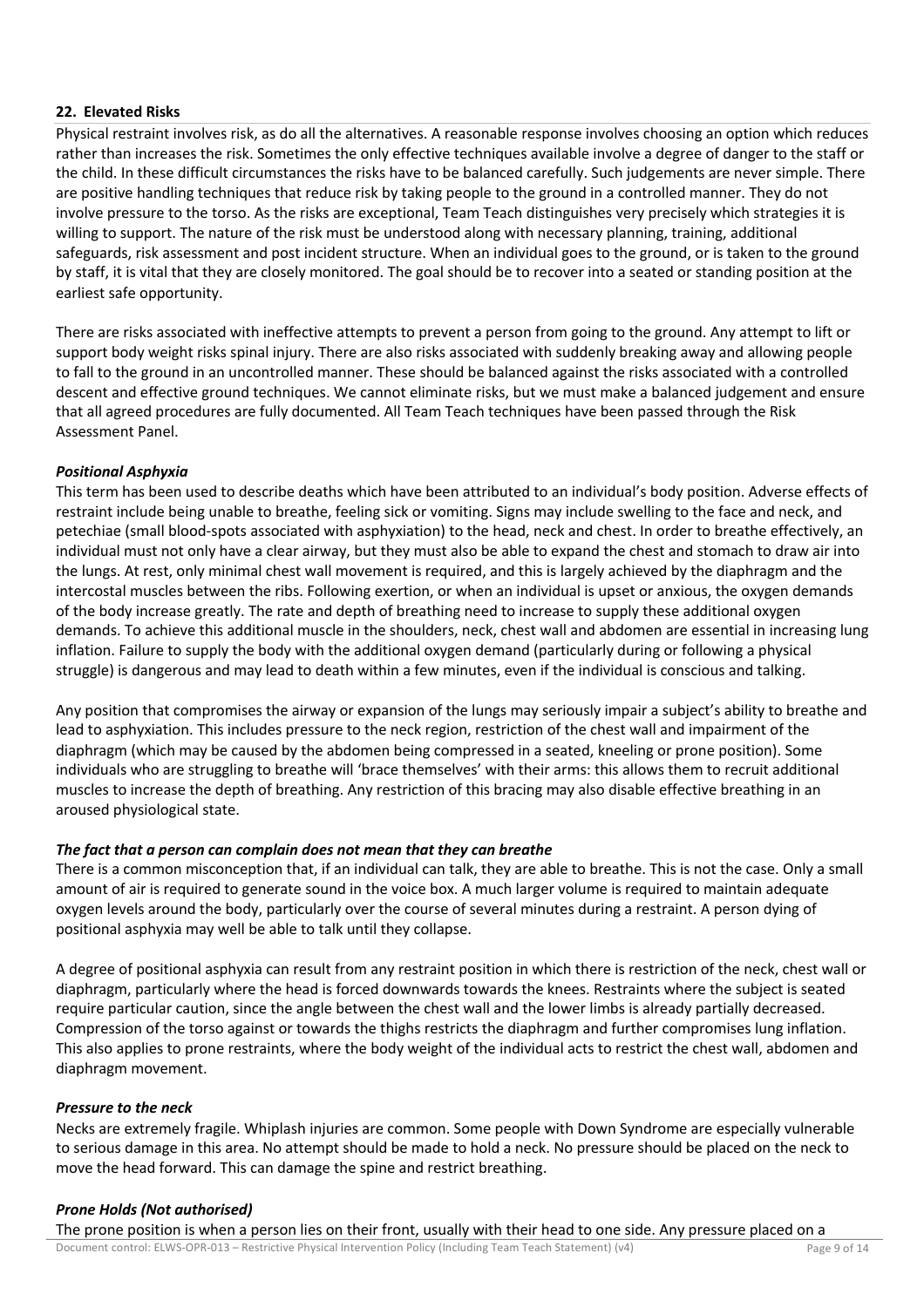## 22. Elevated Risks

Physical restraint involves risk, as do all the alternatives. A reasonable response involves choosing an option which reduces rather than increases the risk. Sometimes the only effective techniques available involve a degree of danger to the staff or the child. In these difficult circumstances the risks have to be balanced carefully. Such judgements are never simple. There are positive handling techniques that reduce risk by taking people to the ground in a controlled manner. They do not involve pressure to the torso. As the risks are exceptional, Team Teach distinguishes very precisely which strategies it is willing to support. The nature of the risk must be understood along with necessary planning, training, additional safeguards, risk assessment and post incident structure. When an individual goes to the ground, or is taken to the ground by staff, it is vital that they are closely monitored. The goal should be to recover into a seated or standing position at the earliest safe opportunity.

There are risks associated with ineffective attempts to prevent a person from going to the ground. Any attempt to lift or support body weight risks spinal injury. There are also risks associated with suddenly breaking away and allowing people to fall to the ground in an uncontrolled manner. These should be balanced against the risks associated with a controlled descent and effective ground techniques. We cannot eliminate risks, but we must make a balanced judgement and ensure that all agreed procedures are fully documented. All Team Teach techniques have been passed through the Risk Assessment Panel.

### *Positional Asphyxia*

This term has been used to describe deaths which have been attributed to an individual's body position. Adverse effects of restraint include being unable to breathe, feeling sick or vomiting. Signs may include swelling to the face and neck, and petechiae (small blood-spots associated with asphyxiation) to the head, neck and chest. In order to breathe effectively, an individual must not only have a clear airway, but they must also be able to expand the chest and stomach to draw air into the lungs. At rest, only minimal chest wall movement is required, and this is largely achieved by the diaphragm and the intercostal muscles between the ribs. Following exertion, or when an individual is upset or anxious, the oxygen demands of the body increase greatly. The rate and depth of breathing need to increase to supply these additional oxygen demands. To achieve this additional muscle in the shoulders, neck, chest wall and abdomen are essential in increasing lung inflation. Failure to supply the body with the additional oxygen demand (particularly during or following a physical struggle) is dangerous and may lead to death within a few minutes, even if the individual is conscious and talking.

Any position that compromises the airway or expansion of the lungs may seriously impair a subject's ability to breathe and lead to asphyxiation. This includes pressure to the neck region, restriction of the chest wall and impairment of the diaphragm (which may be caused by the abdomen being compressed in a seated, kneeling or prone position). Some individuals who are struggling to breathe will 'brace themselves' with their arms: this allows them to recruit additional muscles to increase the depth of breathing. Any restriction of this bracing may also disable effective breathing in an aroused physiological state.

### *The fact that a person can complain does not mean that they can breathe*

There is a common misconception that, if an individual can talk, they are able to breathe. This is not the case. Only a small amount of air is required to generate sound in the voice box. A much larger volume is required to maintain adequate oxygen levels around the body, particularly over the course of several minutes during a restraint. A person dying of positional asphyxia may well be able to talk until they collapse.

A degree of positional asphyxia can result from any restraint position in which there is restriction of the neck, chest wall or diaphragm, particularly where the head is forced downwards towards the knees. Restraints where the subject is seated require particular caution, since the angle between the chest wall and the lower limbs is already partially decreased. Compression of the torso against or towards the thighs restricts the diaphragm and further compromises lung inflation. This also applies to prone restraints, where the body weight of the individual acts to restrict the chest wall, abdomen and diaphragm movement.

### *Pressure to the neck*

Necks are extremely fragile. Whiplash injuries are common. Some people with Down Syndrome are especially vulnerable to serious damage in this area. No attempt should be made to hold a neck. No pressure should be placed on the neck to move the head forward. This can damage the spine and restrict breathing.

### *Prone Holds (Not authorised)*

The prone position is when a person lies on their front, usually with their head to one side. Any pressure placed on a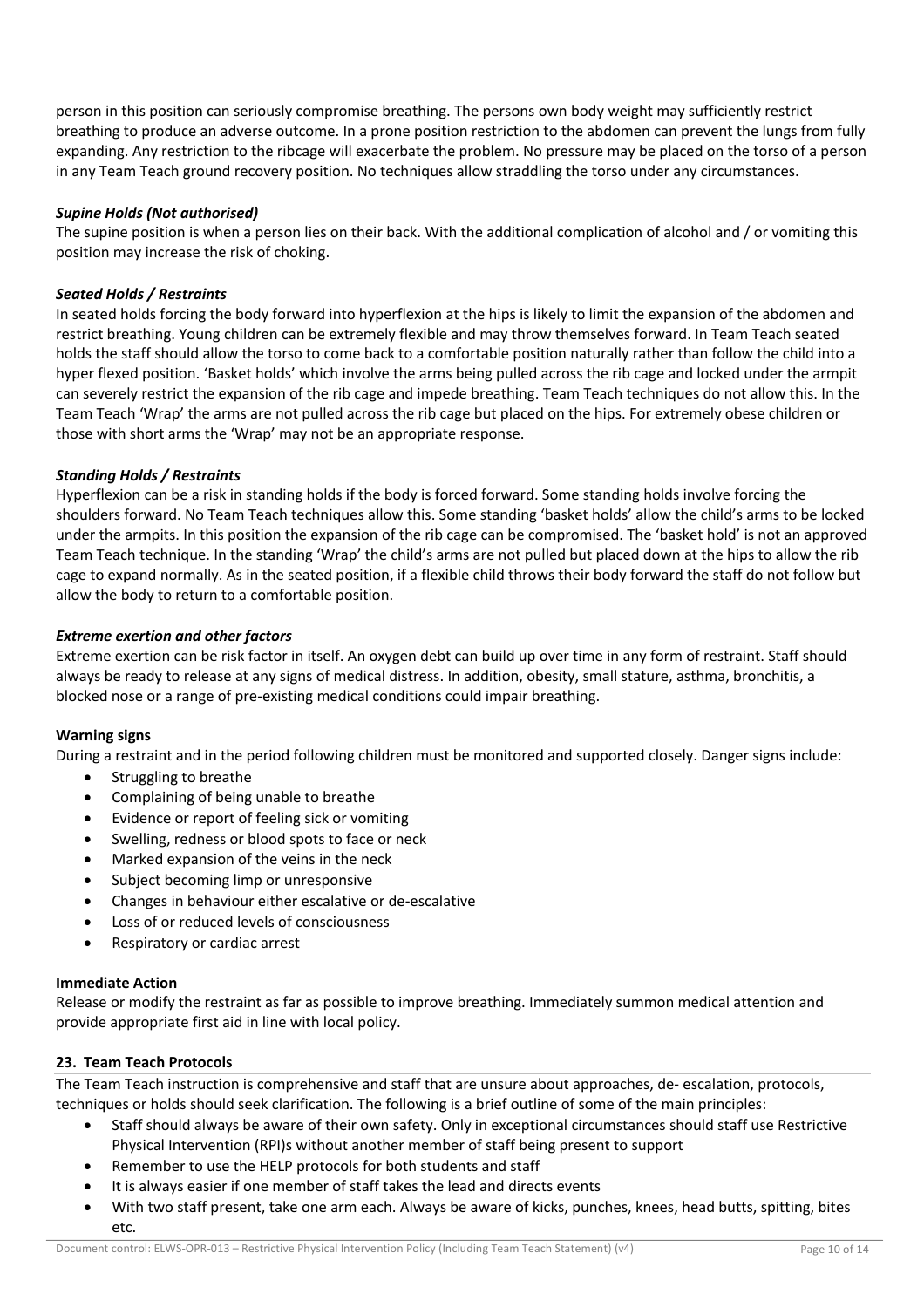person in this position can seriously compromise breathing. The persons own body weight may sufficiently restrict breathing to produce an adverse outcome. In a prone position restriction to the abdomen can prevent the lungs from fully expanding. Any restriction to the ribcage will exacerbate the problem. No pressure may be placed on the torso of a person in any Team Teach ground recovery position. No techniques allow straddling the torso under any circumstances.

***Supine Holds (Not authorised)***

The supine position is when a person lies on their back. With the additional complication of alcohol and / or vomiting this position may increase the risk of choking.

***Seated Holds / Restraints***

In seated holds forcing the body forward into hyperflexion at the hips is likely to limit the expansion of the abdomen and restrict breathing. Young children can be extremely flexible and may throw themselves forward. In Team Teach seated holds the staff should allow the torso to come back to a comfortable position naturally rather than follow the child into a hyper flexed position. 'Basket holds' which involve the arms being pulled across the rib cage and locked under the armpit can severely restrict the expansion of the rib cage and impede breathing. Team Teach techniques do not allow this. In the Team Teach 'Wrap' the arms are not pulled across the rib cage but placed on the hips. For extremely obese children or those with short arms the 'Wrap' may not be an appropriate response.

***Standing Holds / Restraints***

Hyperflexion can be a risk in standing holds if the body is forced forward. Some standing holds involve forcing the shoulders forward. No Team Teach techniques allow this. Some standing 'basket holds' allow the child's arms to be locked under the armpits. In this position the expansion of the rib cage can be compromised. The 'basket hold' is not an approved Team Teach technique. In the standing 'Wrap' the child's arms are not pulled but placed down at the hips to allow the rib cage to expand normally. As in the seated position, if a flexible child throws their body forward the staff do not follow but allow the body to return to a comfortable position.

***Extreme exertion and other factors***

Extreme exertion can be risk factor in itself. An oxygen debt can build up over time in any form of restraint. Staff should always be ready to release at any signs of medical distress. In addition, obesity, small stature, asthma, bronchitis, a blocked nose or a range of pre-existing medical conditions could impair breathing.

**Warning signs**

During a restraint and in the period following children must be monitored and supported closely. Danger signs include:

- Struggling to breathe
- Complaining of being unable to breathe
- Evidence or report of feeling sick or vomiting
- Swelling, redness or blood spots to face or neck
- Marked expansion of the veins in the neck
- Subject becoming limp or unresponsive
- Changes in behaviour either escalative or de-escalative
- Loss of or reduced levels of consciousness
- Respiratory or cardiac arrest

**Immediate Action**

Release or modify the restraint as far as possible to improve breathing. Immediately summon medical attention and provide appropriate first aid in line with local policy.

## 23. Team Teach Protocols

The Team Teach instruction is comprehensive and staff that are unsure about approaches, de- escalation, protocols, techniques or holds should seek clarification. The following is a brief outline of some of the main principles:

- Staff should always be aware of their own safety. Only in exceptional circumstances should staff use Restrictive Physical Intervention (RPI)s without another member of staff being present to support
- Remember to use the HELP protocols for both students and staff
- It is always easier if one member of staff takes the lead and directs events
- With two staff present, take one arm each. Always be aware of kicks, punches, knees, head butts, spitting, bites etc.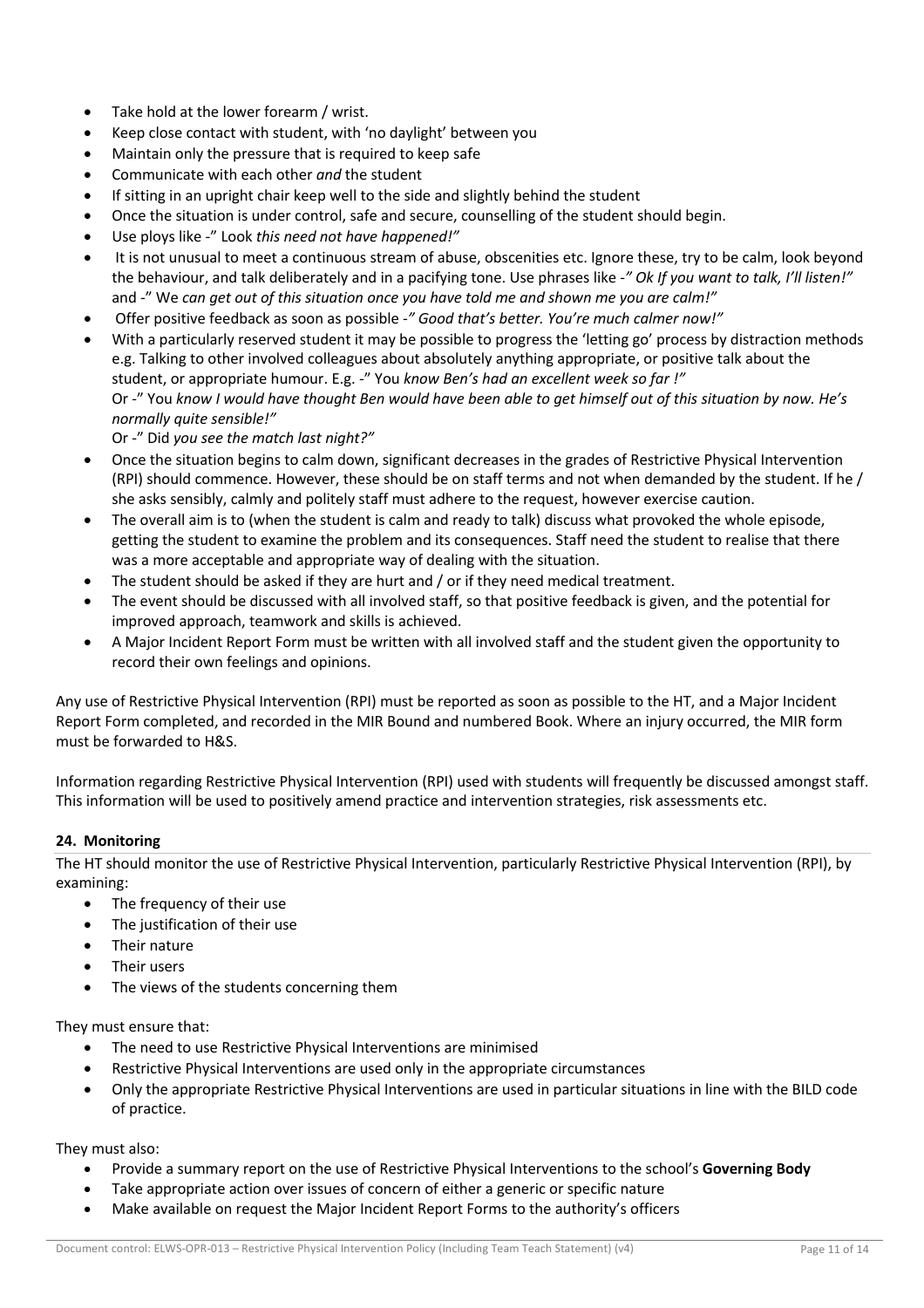- Take hold at the lower forearm / wrist.
- Keep close contact with student, with 'no daylight' between you
- Maintain only the pressure that is required to keep safe
- Communicate with each other *and* the student
- If sitting in an upright chair keep well to the side and slightly behind the student
- Once the situation is under control, safe and secure, counselling of the student should begin.
- Use ploys like -" Look *this need not have happened!"*
- It is not unusual to meet a continuous stream of abuse, obscenities etc. Ignore these, try to be calm, look beyond the behaviour, and talk deliberately and in a pacifying tone. Use phrases like -*" Ok If you want to talk, I'll listen!"* and -" We *can get out of this situation once you have told me and shown me you are calm!"*
- Offer positive feedback as soon as possible -*" Good that's better. You're much calmer now!"*
- With a particularly reserved student it may be possible to progress the 'letting go' process by distraction methods e.g. Talking to other involved colleagues about absolutely anything appropriate, or positive talk about the student, or appropriate humour. E.g. -" You *know Ben's had an excellent week so far !"*
  Or -" You *know I would have thought Ben would have been able to get himself out of this situation by now. He's normally quite sensible!"*
  Or -" Did *you see the match last night?"*
- Once the situation begins to calm down, significant decreases in the grades of Restrictive Physical Intervention (RPI) should commence. However, these should be on staff terms and not when demanded by the student. If he / she asks sensibly, calmly and politely staff must adhere to the request, however exercise caution.
- The overall aim is to (when the student is calm and ready to talk) discuss what provoked the whole episode, getting the student to examine the problem and its consequences. Staff need the student to realise that there was a more acceptable and appropriate way of dealing with the situation.
- The student should be asked if they are hurt and / or if they need medical treatment.
- The event should be discussed with all involved staff, so that positive feedback is given, and the potential for improved approach, teamwork and skills is achieved.
- A Major Incident Report Form must be written with all involved staff and the student given the opportunity to record their own feelings and opinions.

Any use of Restrictive Physical Intervention (RPI) must be reported as soon as possible to the HT, and a Major Incident Report Form completed, and recorded in the MIR Bound and numbered Book. Where an injury occurred, the MIR form must be forwarded to H&S.

Information regarding Restrictive Physical Intervention (RPI) used with students will frequently be discussed amongst staff. This information will be used to positively amend practice and intervention strategies, risk assessments etc.

**24. Monitoring**

The HT should monitor the use of Restrictive Physical Intervention, particularly Restrictive Physical Intervention (RPI), by examining:

- The frequency of their use
- The justification of their use
- Their nature
- Their users
- The views of the students concerning them

They must ensure that:

- The need to use Restrictive Physical Interventions are minimised
- Restrictive Physical Interventions are used only in the appropriate circumstances
- Only the appropriate Restrictive Physical Interventions are used in particular situations in line with the BILD code of practice.

They must also:

- Provide a summary report on the use of Restrictive Physical Interventions to the school's **Governing Body**
- Take appropriate action over issues of concern of either a generic or specific nature
- Make available on request the Major Incident Report Forms to the authority's officers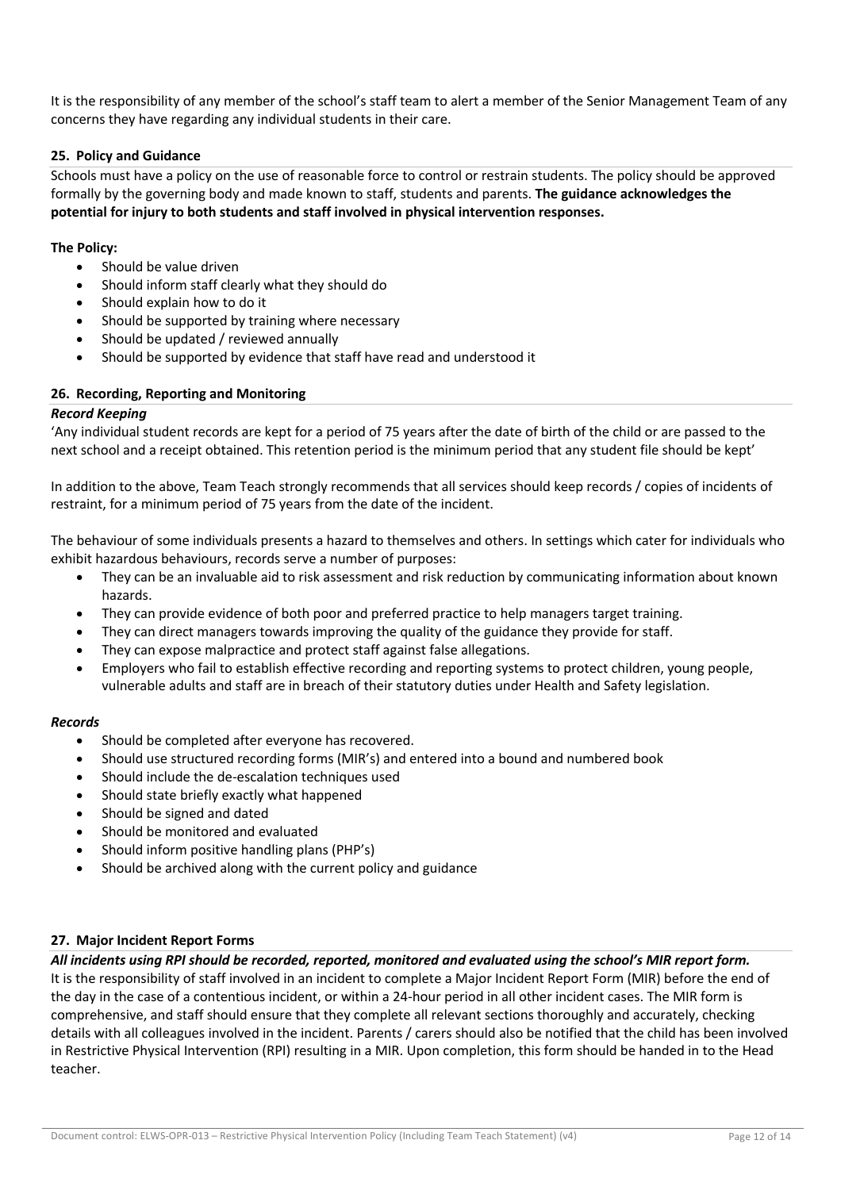It is the responsibility of any member of the school's staff team to alert a member of the Senior Management Team of any concerns they have regarding any individual students in their care.

### 25. Policy and Guidance

Schools must have a policy on the use of reasonable force to control or restrain students. The policy should be approved formally by the governing body and made known to staff, students and parents. **The guidance acknowledges the potential for injury to both students and staff involved in physical intervention responses.**

**The Policy:**

- Should be value driven
- Should inform staff clearly what they should do
- Should explain how to do it
- Should be supported by training where necessary
- Should be updated / reviewed annually
- Should be supported by evidence that staff have read and understood it

### 26. Recording, Reporting and Monitoring

***Record Keeping***

'Any individual student records are kept for a period of 75 years after the date of birth of the child or are passed to the next school and a receipt obtained. This retention period is the minimum period that any student file should be kept'

In addition to the above, Team Teach strongly recommends that all services should keep records / copies of incidents of restraint, for a minimum period of 75 years from the date of the incident.

The behaviour of some individuals presents a hazard to themselves and others. In settings which cater for individuals who exhibit hazardous behaviours, records serve a number of purposes:

- They can be an invaluable aid to risk assessment and risk reduction by communicating information about known hazards.
- They can provide evidence of both poor and preferred practice to help managers target training.
- They can direct managers towards improving the quality of the guidance they provide for staff.
- They can expose malpractice and protect staff against false allegations.
- Employers who fail to establish effective recording and reporting systems to protect children, young people, vulnerable adults and staff are in breach of their statutory duties under Health and Safety legislation.

***Records***

- Should be completed after everyone has recovered.
- Should use structured recording forms (MIR's) and entered into a bound and numbered book
- Should include the de-escalation techniques used
- Should state briefly exactly what happened
- Should be signed and dated
- Should be monitored and evaluated
- Should inform positive handling plans (PHP's)
- Should be archived along with the current policy and guidance

### 27. Major Incident Report Forms

***All incidents using RPI should be recorded, reported, monitored and evaluated using the school's MIR report form.***

It is the responsibility of staff involved in an incident to complete a Major Incident Report Form (MIR) before the end of the day in the case of a contentious incident, or within a 24-hour period in all other incident cases. The MIR form is comprehensive, and staff should ensure that they complete all relevant sections thoroughly and accurately, checking details with all colleagues involved in the incident. Parents / carers should also be notified that the child has been involved in Restrictive Physical Intervention (RPI) resulting in a MIR. Upon completion, this form should be handed in to the Head teacher.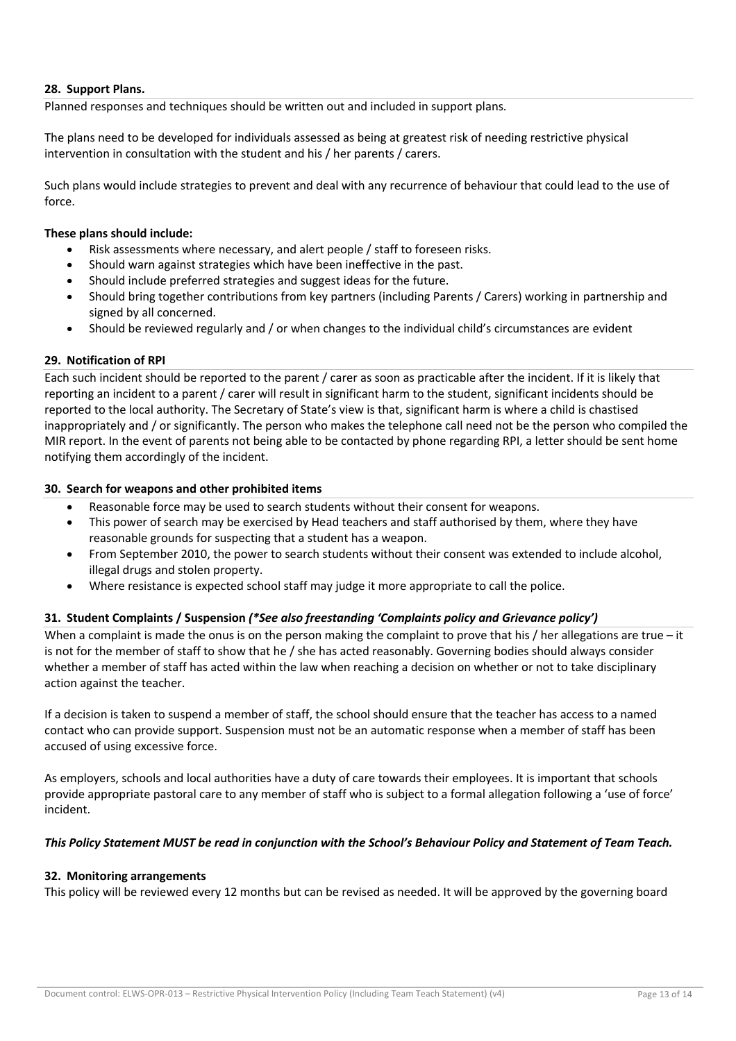**28. Support Plans.**

Planned responses and techniques should be written out and included in support plans.

The plans need to be developed for individuals assessed as being at greatest risk of needing restrictive physical intervention in consultation with the student and his / her parents / carers.

Such plans would include strategies to prevent and deal with any recurrence of behaviour that could lead to the use of force.

**These plans should include:**

- Risk assessments where necessary, and alert people / staff to foreseen risks.
- Should warn against strategies which have been ineffective in the past.
- Should include preferred strategies and suggest ideas for the future.
- Should bring together contributions from key partners (including Parents / Carers) working in partnership and signed by all concerned.
- Should be reviewed regularly and / or when changes to the individual child's circumstances are evident

**29. Notification of RPI**

Each such incident should be reported to the parent / carer as soon as practicable after the incident. If it is likely that reporting an incident to a parent / carer will result in significant harm to the student, significant incidents should be reported to the local authority. The Secretary of State's view is that, significant harm is where a child is chastised inappropriately and / or significantly. The person who makes the telephone call need not be the person who compiled the MIR report. In the event of parents not being able to be contacted by phone regarding RPI, a letter should be sent home notifying them accordingly of the incident.

**30. Search for weapons and other prohibited items**

- Reasonable force may be used to search students without their consent for weapons.
- This power of search may be exercised by Head teachers and staff authorised by them, where they have reasonable grounds for suspecting that a student has a weapon.
- From September 2010, the power to search students without their consent was extended to include alcohol, illegal drugs and stolen property.
- Where resistance is expected school staff may judge it more appropriate to call the police.

**31. Student Complaints / Suspension** ***(*See also freestanding 'Complaints policy and Grievance policy')***

When a complaint is made the onus is on the person making the complaint to prove that his / her allegations are true – it is not for the member of staff to show that he / she has acted reasonably. Governing bodies should always consider whether a member of staff has acted within the law when reaching a decision on whether or not to take disciplinary action against the teacher.

If a decision is taken to suspend a member of staff, the school should ensure that the teacher has access to a named contact who can provide support. Suspension must not be an automatic response when a member of staff has been accused of using excessive force.

As employers, schools and local authorities have a duty of care towards their employees. It is important that schools provide appropriate pastoral care to any member of staff who is subject to a formal allegation following a 'use of force' incident.

***This Policy Statement MUST be read in conjunction with the School's Behaviour Policy and Statement of Team Teach.***

**32. Monitoring arrangements**

This policy will be reviewed every 12 months but can be revised as needed. It will be approved by the governing board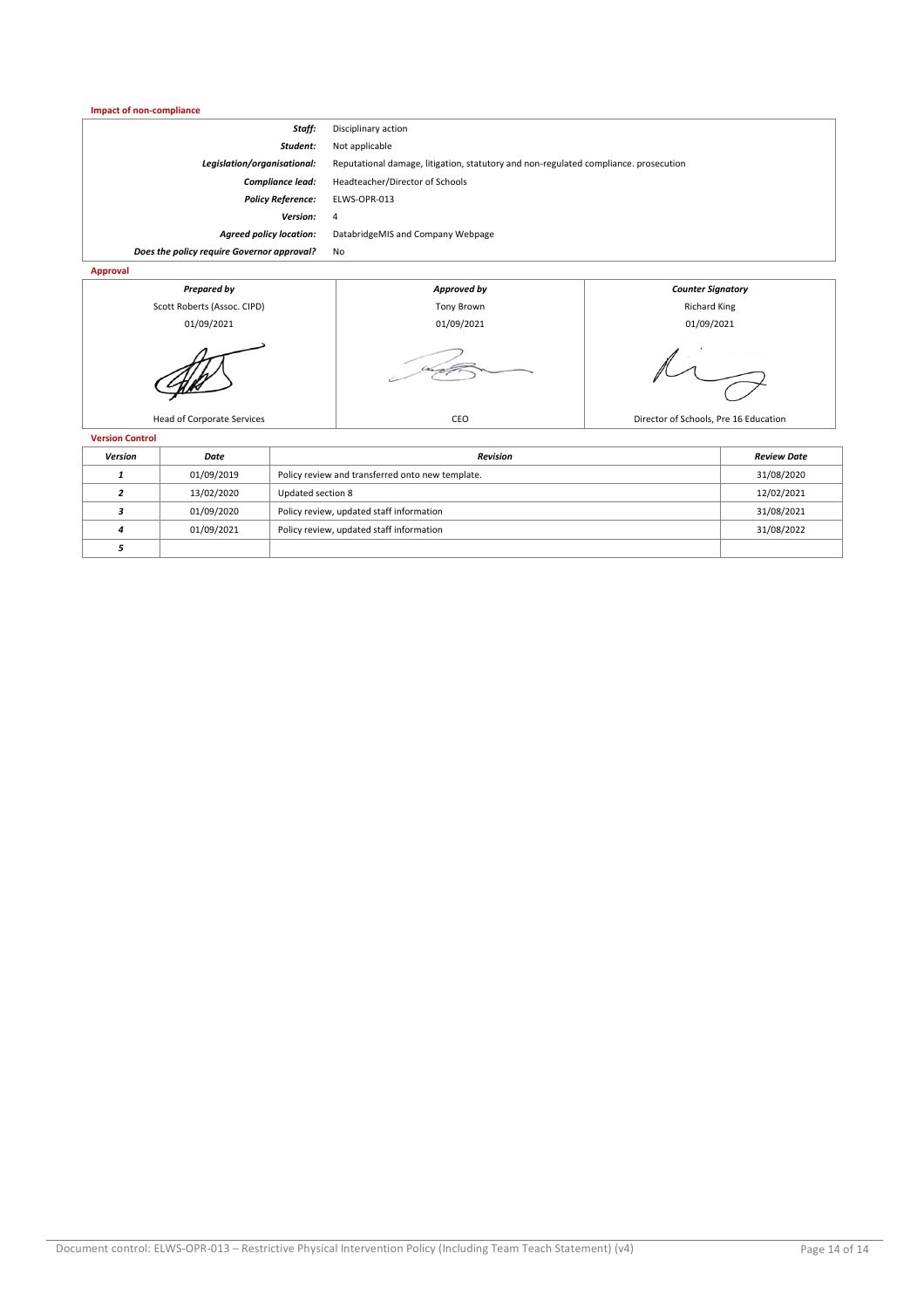**Impact of non-compliance**

| | |
|---|---|
| ***Staff:*** | Disciplinary action |
| ***Student:*** | Not applicable |
| ***Legislation/organisational:*** | Reputational damage, litigation, statutory and non-regulated compliance. prosecution |
| ***Compliance lead:*** | Headteacher/Director of Schools |
| ***Policy Reference:*** | ELWS-OPR-013 |
| ***Version:*** | 4 |
| ***Agreed policy location:*** | DatabridgeMIS and Company Webpage |
| ***Does the policy require Governor approval?*** | No |

**Approval**

| ***Prepared by*** | ***Approved by*** | ***Counter Signatory*** |
|---|---|---|
| Scott Roberts (Assoc. CIPD) | Tony Brown | Richard King |
| 01/09/2021 | 01/09/2021 | 01/09/2021 |
| Head of Corporate Services | CEO | Director of Schools, Pre 16 Education |

**Version Control**

| *Version* | *Date* | *Revision* | *Review Date* |
|---|---|---|---|
| *1* | 01/09/2019 | Policy review and transferred onto new template. | 31/08/2020 |
| *2* | 13/02/2020 | Updated section 8 | 12/02/2021 |
| *3* | 01/09/2020 | Policy review, updated staff information | 31/08/2021 |
| *4* | 01/09/2021 | Policy review, updated staff information | 31/08/2022 |
| *5* | | | |